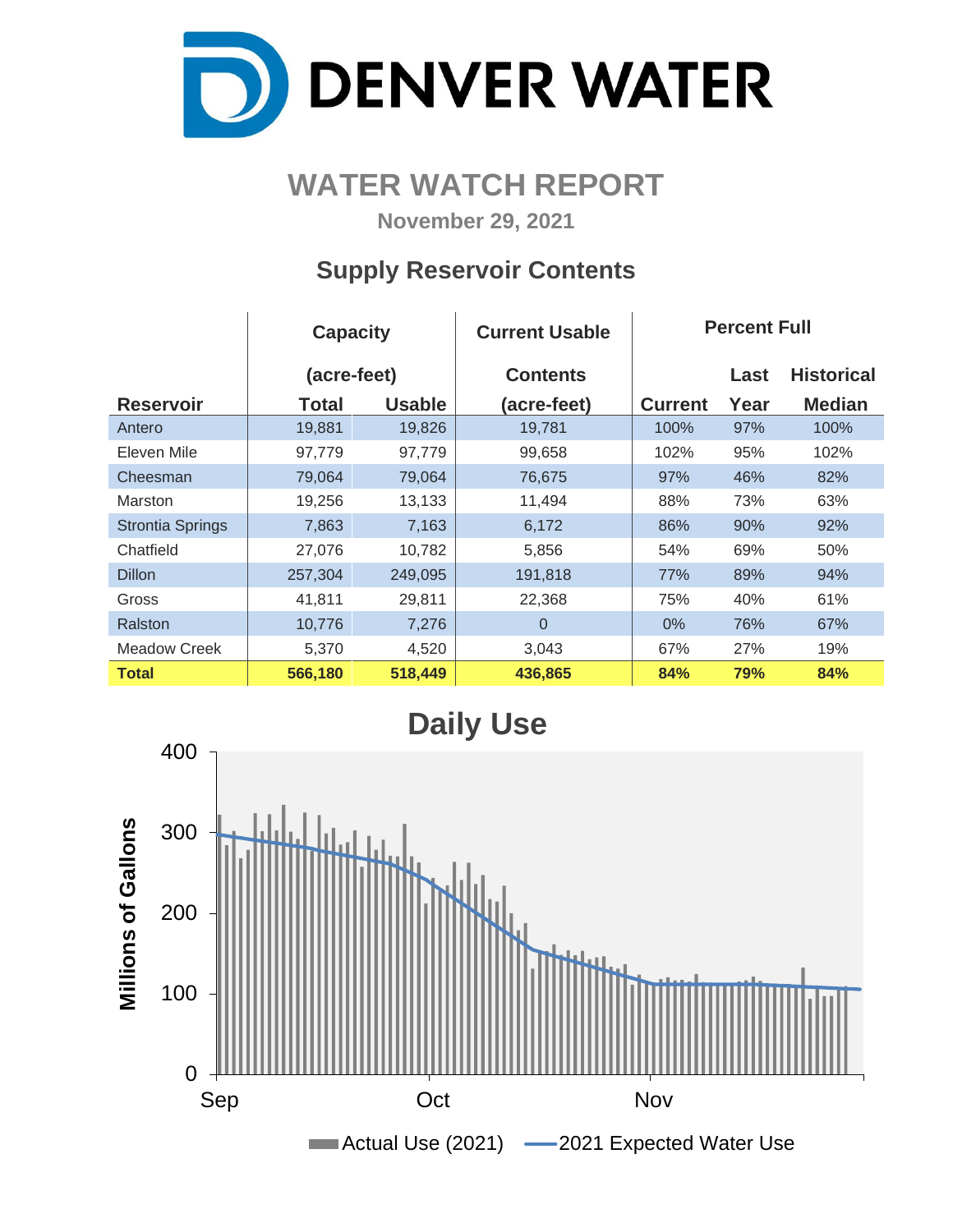# DENVER WATER

## WATER WATCH REPORT

**November 29, 2021**

### Supply Reservoir Contents

| Reservoir | Capacity (acre-feet) Total | Usable | Current Usable Contents (acre-feet) | Percent Full Current | Last Year | Historical Median |
|---|---|---|---|---|---|---|
| Antero | 19,881 | 19,826 | 19,781 | 100% | 97% | 100% |
| Eleven Mile | 97,779 | 97,779 | 99,658 | 102% | 95% | 102% |
| Cheesman | 79,064 | 79,064 | 76,675 | 97% | 46% | 82% |
| Marston | 19,256 | 13,133 | 11,494 | 88% | 73% | 63% |
| Strontia Springs | 7,863 | 7,163 | 6,172 | 86% | 90% | 92% |
| Chatfield | 27,076 | 10,782 | 5,856 | 54% | 69% | 50% |
| Dillon | 257,304 | 249,095 | 191,818 | 77% | 89% | 94% |
| Gross | 41,811 | 29,811 | 22,368 | 75% | 40% | 61% |
| Ralston | 10,776 | 7,276 | 0 | 0% | 76% | 67% |
| Meadow Creek | 5,370 | 4,520 | 3,043 | 67% | 27% | 19% |
| **Total** | **566,180** | **518,449** | **436,865** | **84%** | **79%** | **84%** |

### Daily Use

Millions of Gallons (0–400); Sep, Oct, Nov

Actual Use (2021) — 2021 Expected Water Use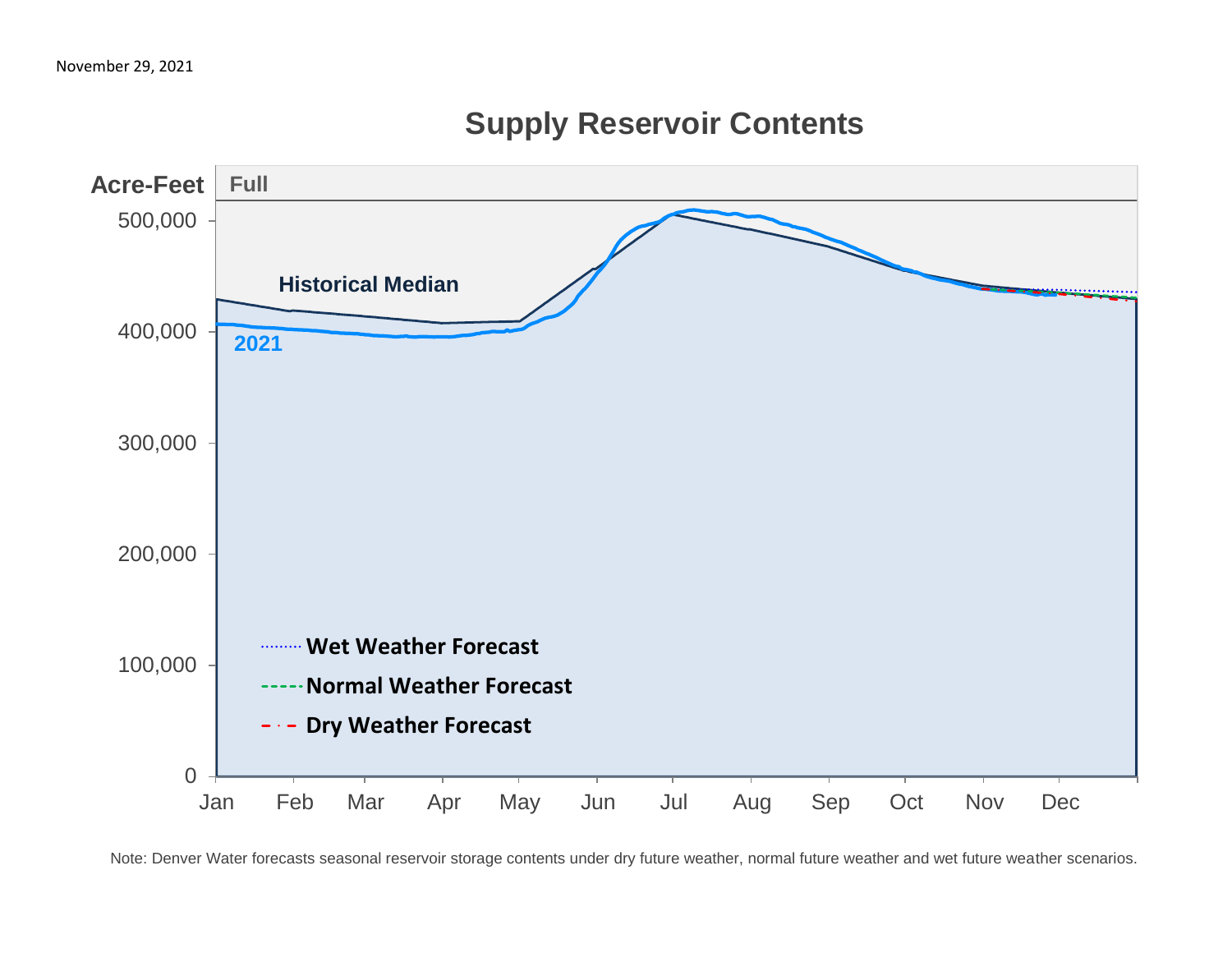November 29, 2021

## Supply Reservoir Contents

Acre-Feet

Full

500,000

400,000

300,000

200,000

100,000

0

Historical Median

2021

Jan Feb Mar Apr May Jun Jul Aug Sep Oct Nov Dec

**Wet Weather Forecast**

**Normal Weather Forecast**

**Dry Weather Forecast**

Note: Denver Water forecasts seasonal reservoir storage contents under dry future weather, normal future weather and wet future weather scenarios.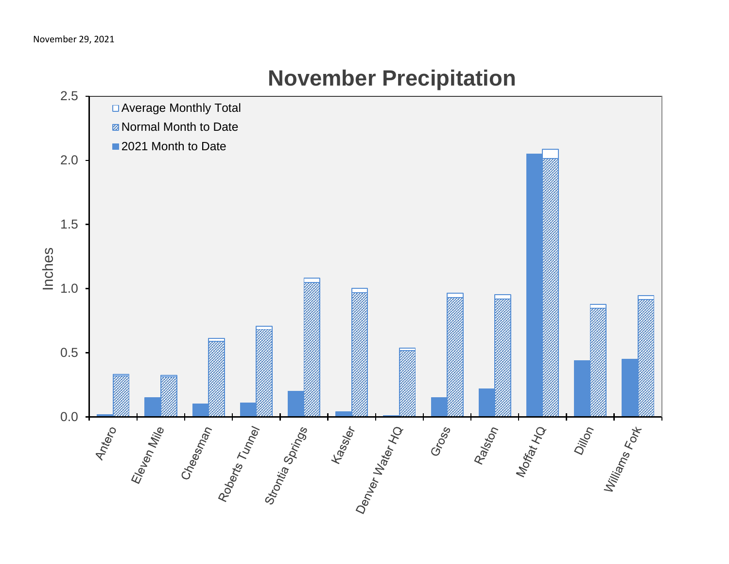November 29, 2021

## November Precipitation

Inches

- Average Monthly Total
- Normal Month to Date
- 2021 Month to Date

0.0, 0.5, 1.0, 1.5, 2.0, 2.5

Antero, Eleven Mile, Cheesman, Roberts Tunnel, Strontia Springs, Kassler, Denver Water HQ, Gross, Ralston, Moffat HQ, Dillon, Williams Fork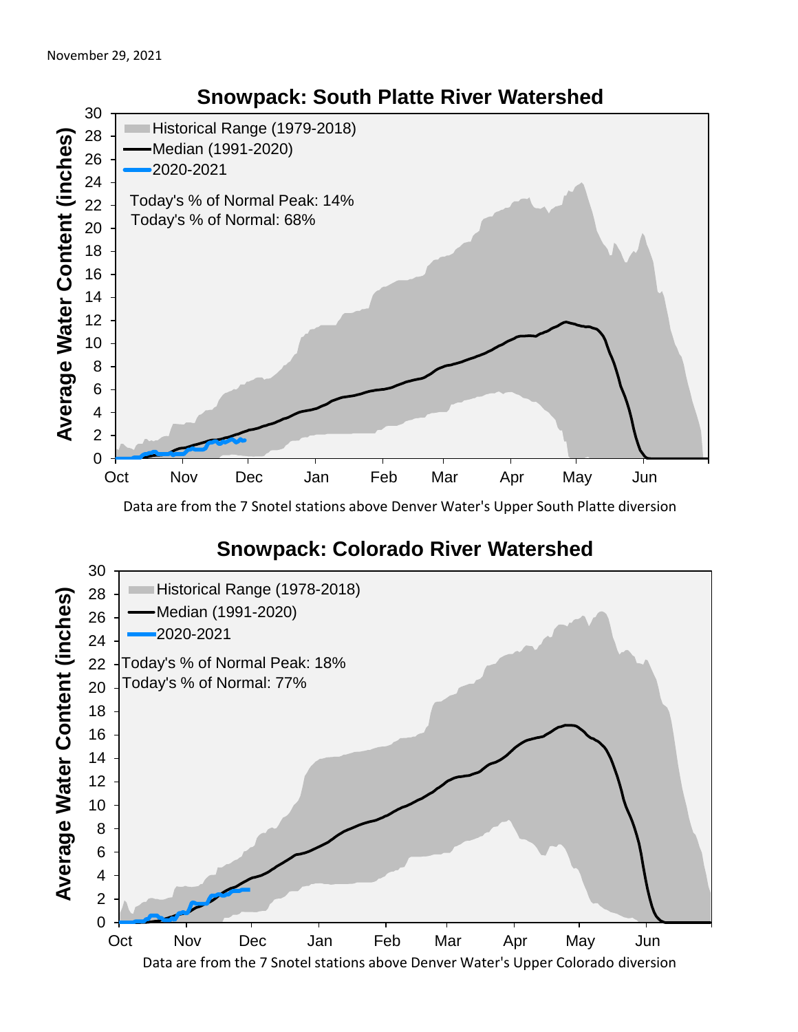November 29, 2021

## Snowpack: South Platte River Watershed

Historical Range (1979-2018)
Median (1991-2020)
2020-2021

Today's % of Normal Peak: 14%
Today's % of Normal: 68%

Average Water Content (inches)

Data are from the 7 Snotel stations above Denver Water's Upper South Platte diversion

## Snowpack: Colorado River Watershed

Historical Range (1978-2018)
Median (1991-2020)
2020-2021

Today's % of Normal Peak: 18%
Today's % of Normal: 77%

Average Water Content (inches)

Data are from the 7 Snotel stations above Denver Water's Upper Colorado diversion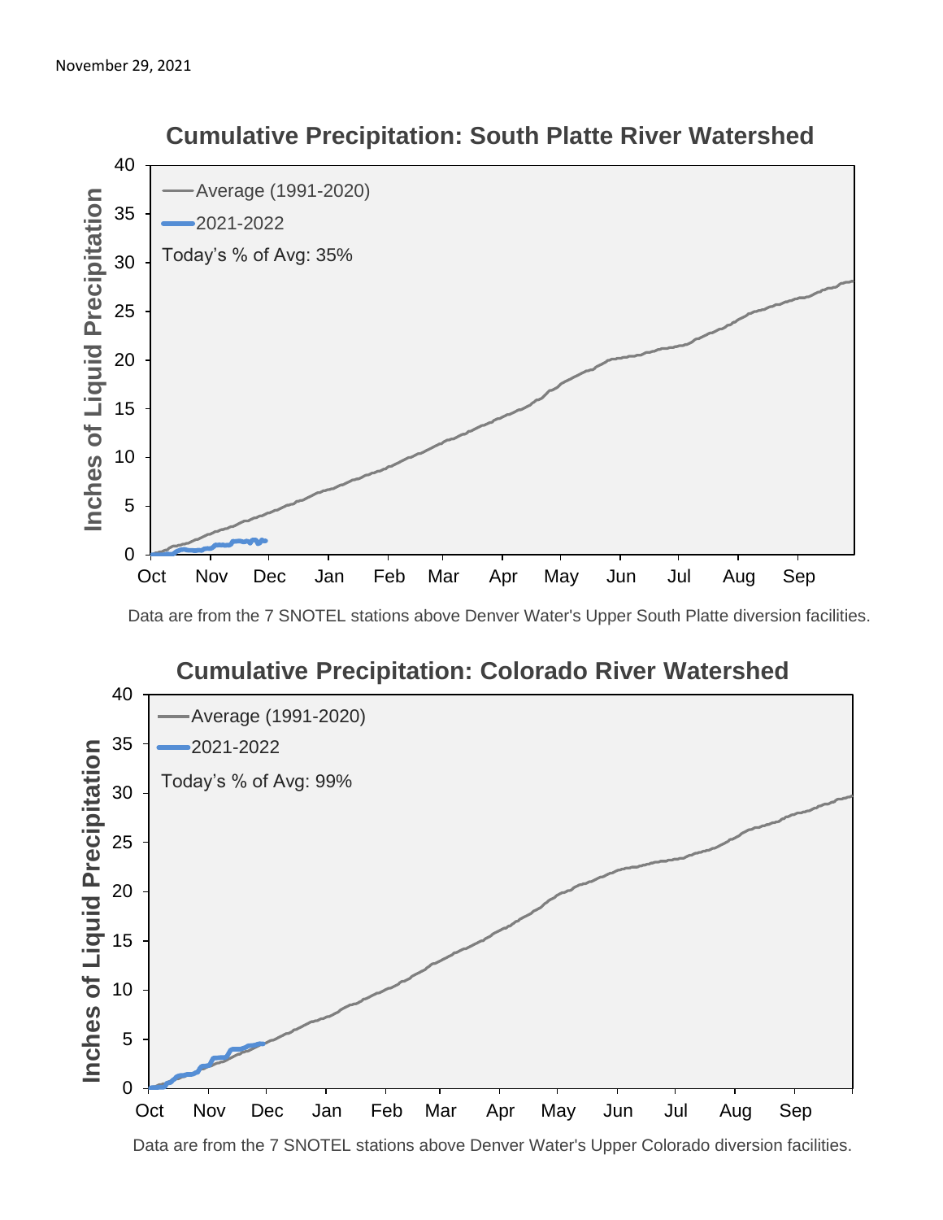November 29, 2021

## Cumulative Precipitation: South Platte River Watershed

Average (1991-2020)

2021-2022

Today's % of Avg: 35%

Inches of Liquid Precipitation

Oct Nov Dec Jan Feb Mar Apr May Jun Jul Aug Sep

Data are from the 7 SNOTEL stations above Denver Water's Upper South Platte diversion facilities.

## Cumulative Precipitation: Colorado River Watershed

Average (1991-2020)

2021-2022

Today's % of Avg: 99%

Inches of Liquid Precipitation

Oct Nov Dec Jan Feb Mar Apr May Jun Jul Aug Sep

Data are from the 7 SNOTEL stations above Denver Water's Upper Colorado diversion facilities.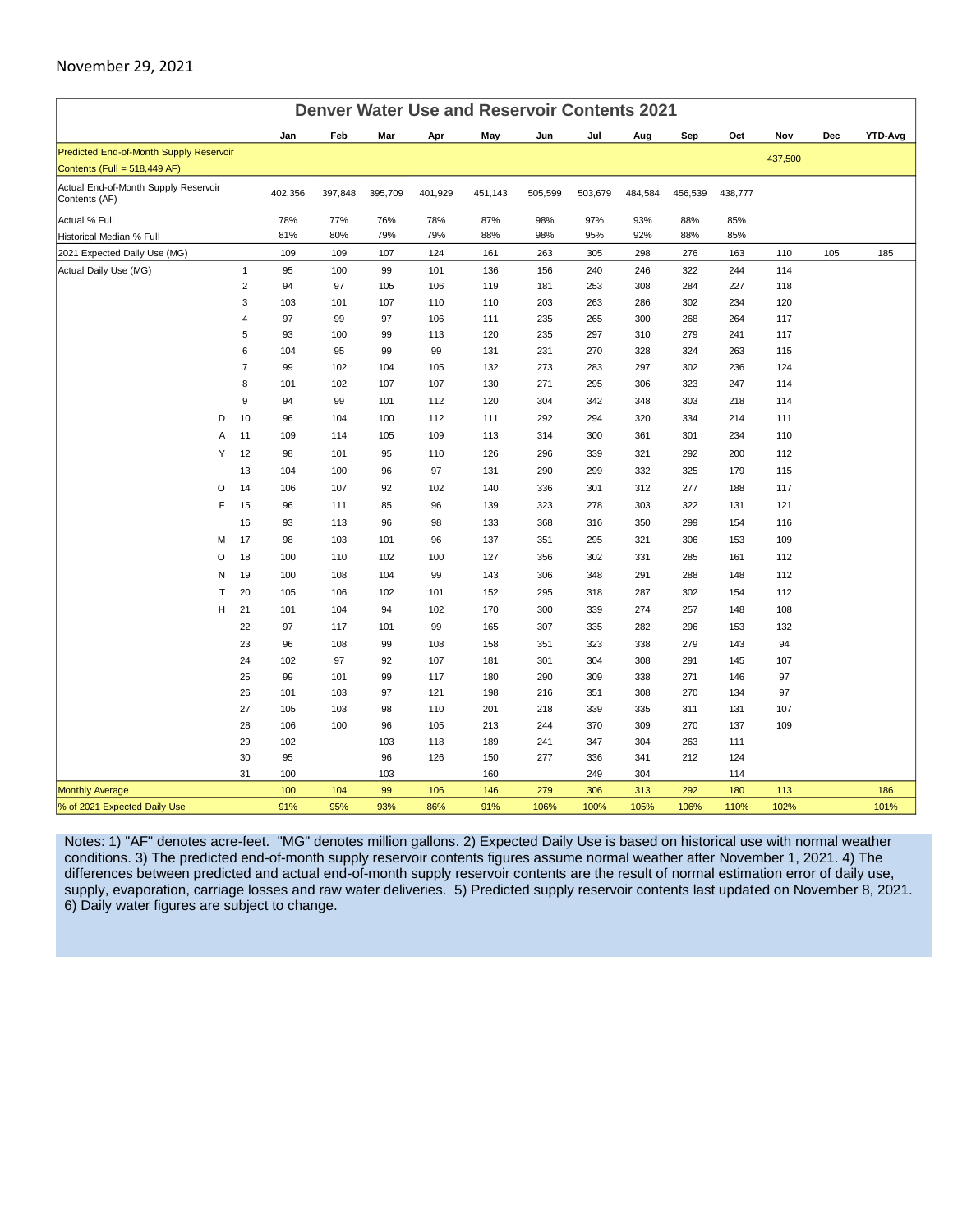November 29, 2021

## Denver Water Use and Reservoir Contents 2021

| | | Jan | Feb | Mar | Apr | May | Jun | Jul | Aug | Sep | Oct | Nov | Dec | YTD-Avg |
|---|---|---|---|---|---|---|---|---|---|---|---|---|---|---|
| Predicted End-of-Month Supply Reservoir Contents (Full = 518,449 AF) | | | | | | | | | | | | 437,500 | | |
| Actual End-of-Month Supply Reservoir Contents (AF) | | 402,356 | 397,848 | 395,709 | 401,929 | 451,143 | 505,599 | 503,679 | 484,584 | 456,539 | 438,777 | | | |
| Actual % Full | | 78% | 77% | 76% | 78% | 87% | 98% | 97% | 93% | 88% | 85% | | | |
| Historical Median % Full | | 81% | 80% | 79% | 79% | 88% | 98% | 95% | 92% | 88% | 85% | | | |
| 2021 Expected Daily Use (MG) | | 109 | 109 | 107 | 124 | 161 | 263 | 305 | 298 | 276 | 163 | 110 | 105 | 185 |
| Actual Daily Use (MG) | 1 | 95 | 100 | 99 | 101 | 136 | 156 | 240 | 246 | 322 | 244 | 114 | | |
| | 2 | 94 | 97 | 105 | 106 | 119 | 181 | 253 | 308 | 284 | 227 | 118 | | |
| | 3 | 103 | 101 | 107 | 110 | 110 | 203 | 263 | 286 | 302 | 234 | 120 | | |
| | 4 | 97 | 99 | 97 | 106 | 111 | 235 | 265 | 300 | 268 | 264 | 117 | | |
| | 5 | 93 | 100 | 99 | 113 | 120 | 235 | 297 | 310 | 279 | 241 | 117 | | |
| | 6 | 104 | 95 | 99 | 99 | 131 | 231 | 270 | 328 | 324 | 263 | 115 | | |
| | 7 | 99 | 102 | 104 | 105 | 132 | 273 | 283 | 297 | 302 | 236 | 124 | | |
| | 8 | 101 | 102 | 107 | 107 | 130 | 271 | 295 | 306 | 323 | 247 | 114 | | |
| | 9 | 94 | 99 | 101 | 112 | 120 | 304 | 342 | 348 | 303 | 218 | 114 | | |
| D | 10 | 96 | 104 | 100 | 112 | 111 | 292 | 294 | 320 | 334 | 214 | 111 | | |
| A | 11 | 109 | 114 | 105 | 109 | 113 | 314 | 300 | 361 | 301 | 234 | 110 | | |
| Y | 12 | 98 | 101 | 95 | 110 | 126 | 296 | 339 | 321 | 292 | 200 | 112 | | |
| | 13 | 104 | 100 | 96 | 97 | 131 | 290 | 299 | 332 | 325 | 179 | 115 | | |
| O | 14 | 106 | 107 | 92 | 102 | 140 | 336 | 301 | 312 | 277 | 188 | 117 | | |
| F | 15 | 96 | 111 | 85 | 96 | 139 | 323 | 278 | 303 | 322 | 131 | 121 | | |
| | 16 | 93 | 113 | 96 | 98 | 133 | 368 | 316 | 350 | 299 | 154 | 116 | | |
| M | 17 | 98 | 103 | 101 | 96 | 137 | 351 | 295 | 321 | 306 | 153 | 109 | | |
| O | 18 | 100 | 110 | 102 | 100 | 127 | 356 | 302 | 331 | 285 | 161 | 112 | | |
| N | 19 | 100 | 108 | 104 | 99 | 143 | 306 | 348 | 291 | 288 | 148 | 112 | | |
| T | 20 | 105 | 106 | 102 | 101 | 152 | 295 | 318 | 287 | 302 | 154 | 112 | | |
| H | 21 | 101 | 104 | 94 | 102 | 170 | 300 | 339 | 274 | 257 | 148 | 108 | | |
| | 22 | 97 | 117 | 101 | 99 | 165 | 307 | 335 | 282 | 296 | 153 | 132 | | |
| | 23 | 96 | 108 | 99 | 108 | 158 | 351 | 323 | 338 | 279 | 143 | 94 | | |
| | 24 | 102 | 97 | 92 | 107 | 181 | 301 | 304 | 308 | 291 | 145 | 107 | | |
| | 25 | 99 | 101 | 99 | 117 | 180 | 290 | 309 | 338 | 271 | 146 | 97 | | |
| | 26 | 101 | 103 | 97 | 121 | 198 | 216 | 351 | 308 | 270 | 134 | 97 | | |
| | 27 | 105 | 103 | 98 | 110 | 201 | 218 | 339 | 335 | 311 | 131 | 107 | | |
| | 28 | 106 | 100 | 96 | 105 | 213 | 244 | 370 | 309 | 270 | 137 | 109 | | |
| | 29 | 102 | | 103 | 118 | 189 | 241 | 347 | 304 | 263 | 111 | | | |
| | 30 | 95 | | 96 | 126 | 150 | 277 | 336 | 341 | 212 | 124 | | | |
| | 31 | 100 | | 103 | | 160 | | 249 | 304 | | 114 | | | |
| Monthly Average | | 100 | 104 | 99 | 106 | 146 | 279 | 306 | 313 | 292 | 180 | 113 | | 186 |
| % of 2021 Expected Daily Use | | 91% | 95% | 93% | 86% | 91% | 106% | 100% | 105% | 106% | 110% | 102% | | 101% |

Notes: 1) "AF" denotes acre-feet. "MG" denotes million gallons. 2) Expected Daily Use is based on historical use with normal weather conditions. 3) The predicted end-of-month supply reservoir contents figures assume normal weather after November 1, 2021. 4) The differences between predicted and actual end-of-month supply reservoir contents are the result of normal estimation error of daily use, supply, evaporation, carriage losses and raw water deliveries. 5) Predicted supply reservoir contents last updated on November 8, 2021. 6) Daily water figures are subject to change.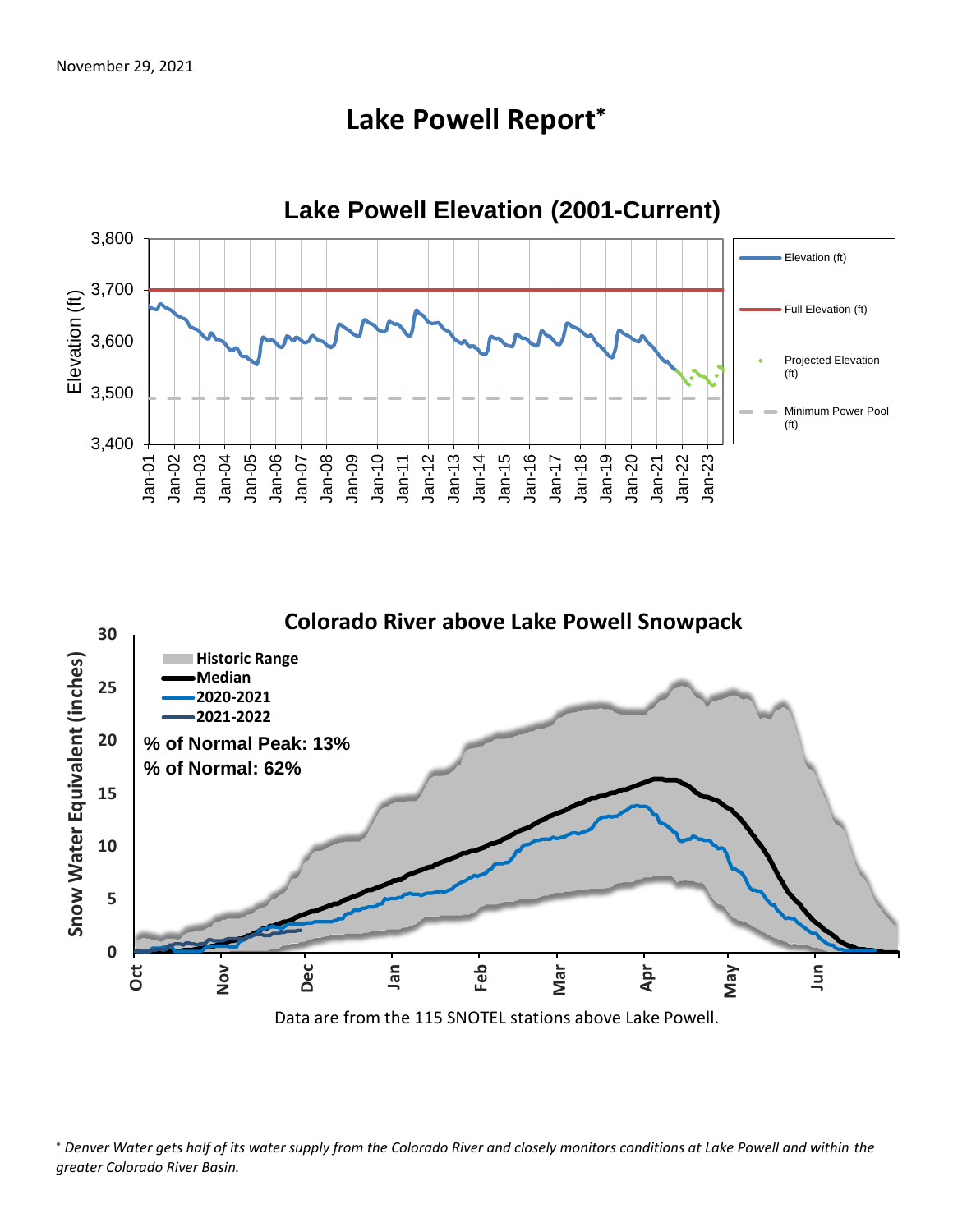November 29, 2021

# Lake Powell Report*

## Lake Powell Elevation (2001-Current)

Elevation (ft)

3,800
3,700
3,600
3,500
3,400

Jan-01 Jan-02 Jan-03 Jan-04 Jan-05 Jan-06 Jan-07 Jan-08 Jan-09 Jan-10 Jan-11 Jan-12 Jan-13 Jan-14 Jan-15 Jan-16 Jan-17 Jan-18 Jan-19 Jan-20 Jan-21 Jan-22 Jan-23

Elevation (ft)
Full Elevation (ft)
Projected Elevation (ft)
Minimum Power Pool (ft)

## Colorado River above Lake Powell Snowpack

Snow Water Equivalent (inches)

30
25
20
15
10
5
0

Oct Nov Dec Jan Feb Mar Apr May Jun

Historic Range
Median
2020-2021
2021-2022

**% of Normal Peak: 13%**

**% of Normal: 62%**

Data are from the 115 SNOTEL stations above Lake Powell.

---

* *Denver Water gets half of its water supply from the Colorado River and closely monitors conditions at Lake Powell and within the greater Colorado River Basin.*